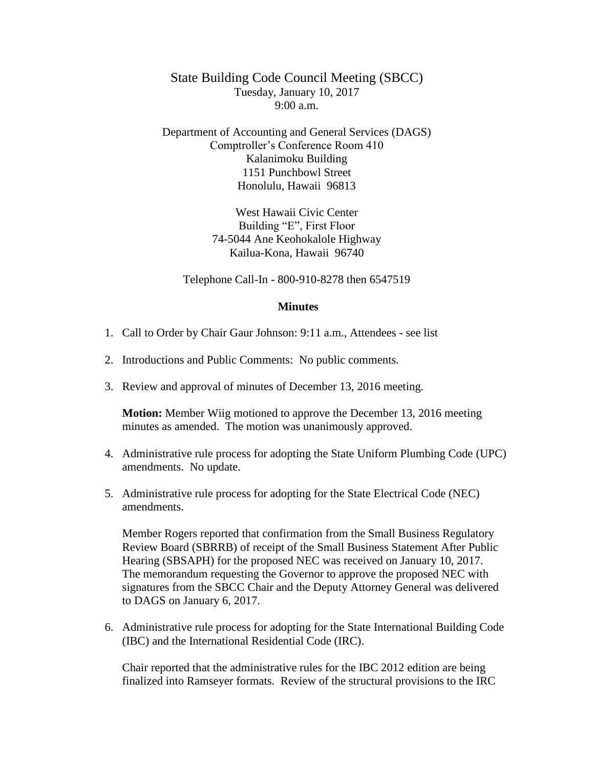# State Building Code Council Meeting (SBCC)

Tuesday, January 10, 2017
9:00 a.m.

Department of Accounting and General Services (DAGS)
Comptroller's Conference Room 410
Kalanimoku Building
1151 Punchbowl Street
Honolulu, Hawaii 96813

West Hawaii Civic Center
Building "E", First Floor
74-5044 Ane Keohokalole Highway
Kailua-Kona, Hawaii 96740

Telephone Call-In - 800-910-8278 then 6547519

## Minutes

1. Call to Order by Chair Gaur Johnson: 9:11 a.m., Attendees - see list

2. Introductions and Public Comments: No public comments.

3. Review and approval of minutes of December 13, 2016 meeting.

   **Motion:** Member Wiig motioned to approve the December 13, 2016 meeting minutes as amended. The motion was unanimously approved.

4. Administrative rule process for adopting the State Uniform Plumbing Code (UPC) amendments. No update.

5. Administrative rule process for adopting for the State Electrical Code (NEC) amendments.

   Member Rogers reported that confirmation from the Small Business Regulatory Review Board (SBRRB) of receipt of the Small Business Statement After Public Hearing (SBSAPH) for the proposed NEC was received on January 10, 2017. The memorandum requesting the Governor to approve the proposed NEC with signatures from the SBCC Chair and the Deputy Attorney General was delivered to DAGS on January 6, 2017.

6. Administrative rule process for adopting for the State International Building Code (IBC) and the International Residential Code (IRC).

   Chair reported that the administrative rules for the IBC 2012 edition are being finalized into Ramseyer formats. Review of the structural provisions to the IRC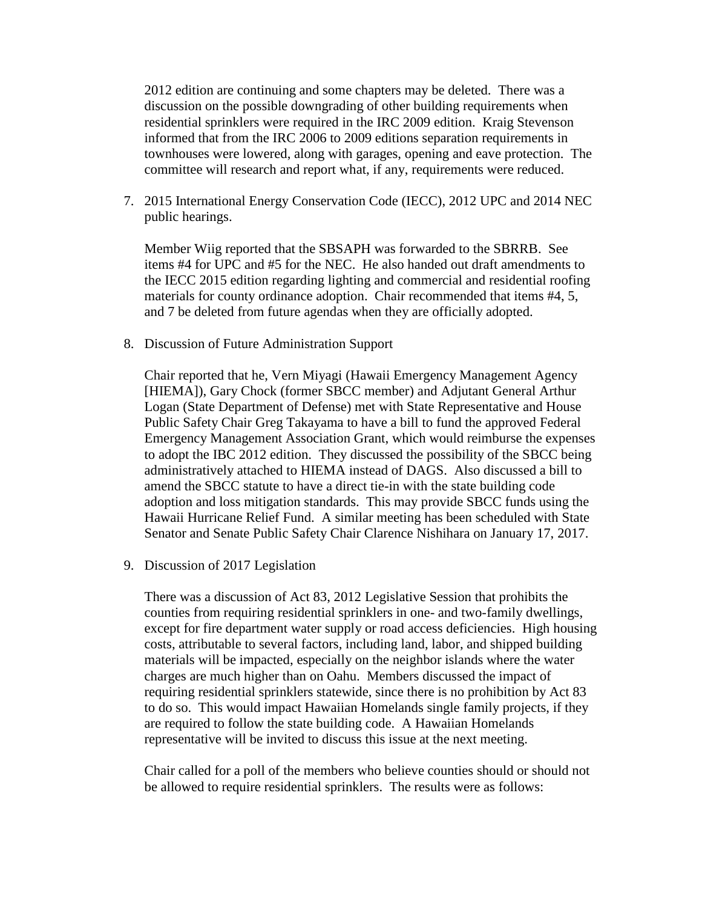2012 edition are continuing and some chapters may be deleted. There was a discussion on the possible downgrading of other building requirements when residential sprinklers were required in the IRC 2009 edition. Kraig Stevenson informed that from the IRC 2006 to 2009 editions separation requirements in townhouses were lowered, along with garages, opening and eave protection. The committee will research and report what, if any, requirements were reduced.

7. 2015 International Energy Conservation Code (IECC), 2012 UPC and 2014 NEC public hearings.

   Member Wiig reported that the SBSAPH was forwarded to the SBRRB. See items #4 for UPC and #5 for the NEC. He also handed out draft amendments to the IECC 2015 edition regarding lighting and commercial and residential roofing materials for county ordinance adoption. Chair recommended that items #4, 5, and 7 be deleted from future agendas when they are officially adopted.

8. Discussion of Future Administration Support

   Chair reported that he, Vern Miyagi (Hawaii Emergency Management Agency [HIEMA]), Gary Chock (former SBCC member) and Adjutant General Arthur Logan (State Department of Defense) met with State Representative and House Public Safety Chair Greg Takayama to have a bill to fund the approved Federal Emergency Management Association Grant, which would reimburse the expenses to adopt the IBC 2012 edition. They discussed the possibility of the SBCC being administratively attached to HIEMA instead of DAGS. Also discussed a bill to amend the SBCC statute to have a direct tie-in with the state building code adoption and loss mitigation standards. This may provide SBCC funds using the Hawaii Hurricane Relief Fund. A similar meeting has been scheduled with State Senator and Senate Public Safety Chair Clarence Nishihara on January 17, 2017.

9. Discussion of 2017 Legislation

   There was a discussion of Act 83, 2012 Legislative Session that prohibits the counties from requiring residential sprinklers in one- and two-family dwellings, except for fire department water supply or road access deficiencies. High housing costs, attributable to several factors, including land, labor, and shipped building materials will be impacted, especially on the neighbor islands where the water charges are much higher than on Oahu. Members discussed the impact of requiring residential sprinklers statewide, since there is no prohibition by Act 83 to do so. This would impact Hawaiian Homelands single family projects, if they are required to follow the state building code. A Hawaiian Homelands representative will be invited to discuss this issue at the next meeting.

   Chair called for a poll of the members who believe counties should or should not be allowed to require residential sprinklers. The results were as follows: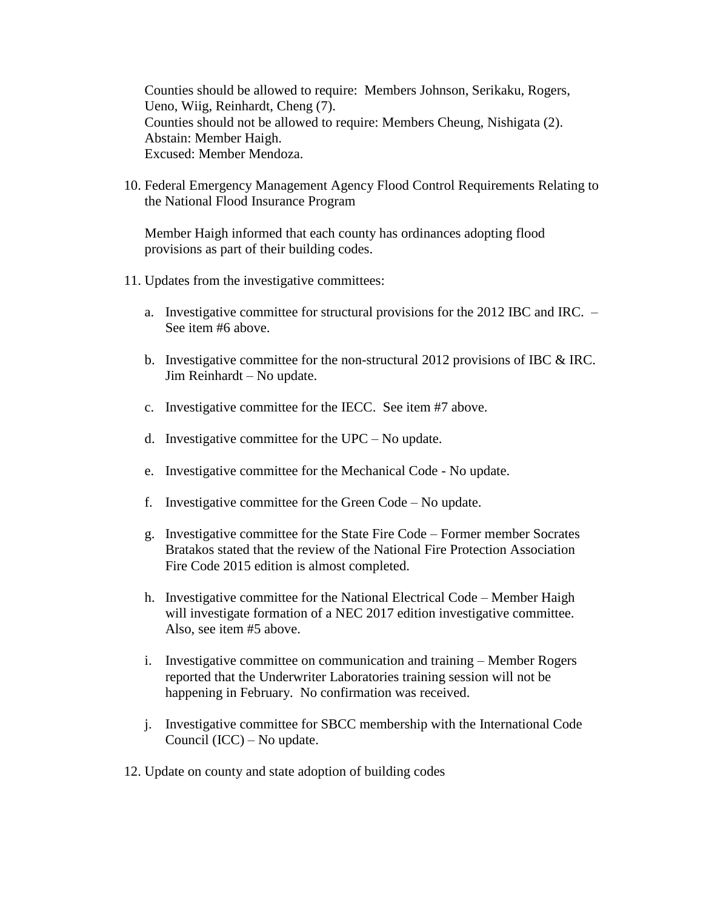Counties should be allowed to require: Members Johnson, Serikaku, Rogers, Ueno, Wiig, Reinhardt, Cheng (7).
Counties should not be allowed to require: Members Cheung, Nishigata (2).
Abstain: Member Haigh.
Excused: Member Mendoza.

10. Federal Emergency Management Agency Flood Control Requirements Relating to the National Flood Insurance Program

    Member Haigh informed that each county has ordinances adopting flood provisions as part of their building codes.

11. Updates from the investigative committees:

    a. Investigative committee for structural provisions for the 2012 IBC and IRC. – See item #6 above.

    b. Investigative committee for the non-structural 2012 provisions of IBC & IRC. Jim Reinhardt – No update.

    c. Investigative committee for the IECC. See item #7 above.

    d. Investigative committee for the UPC – No update.

    e. Investigative committee for the Mechanical Code - No update.

    f. Investigative committee for the Green Code – No update.

    g. Investigative committee for the State Fire Code – Former member Socrates Bratakos stated that the review of the National Fire Protection Association Fire Code 2015 edition is almost completed.

    h. Investigative committee for the National Electrical Code – Member Haigh will investigate formation of a NEC 2017 edition investigative committee. Also, see item #5 above.

    i. Investigative committee on communication and training – Member Rogers reported that the Underwriter Laboratories training session will not be happening in February. No confirmation was received.

    j. Investigative committee for SBCC membership with the International Code Council (ICC) – No update.

12. Update on county and state adoption of building codes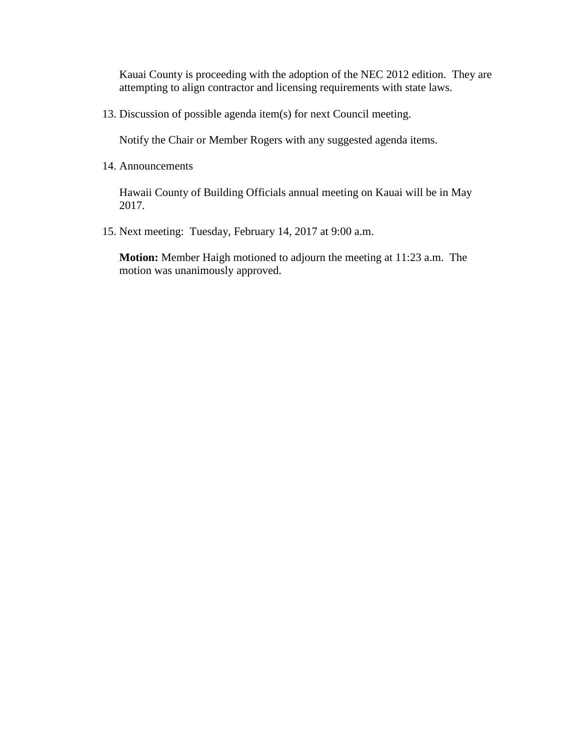Kauai County is proceeding with the adoption of the NEC 2012 edition. They are attempting to align contractor and licensing requirements with state laws.

13. Discussion of possible agenda item(s) for next Council meeting.

    Notify the Chair or Member Rogers with any suggested agenda items.

14. Announcements

    Hawaii County of Building Officials annual meeting on Kauai will be in May 2017.

15. Next meeting: Tuesday, February 14, 2017 at 9:00 a.m.

    **Motion:** Member Haigh motioned to adjourn the meeting at 11:23 a.m. The motion was unanimously approved.